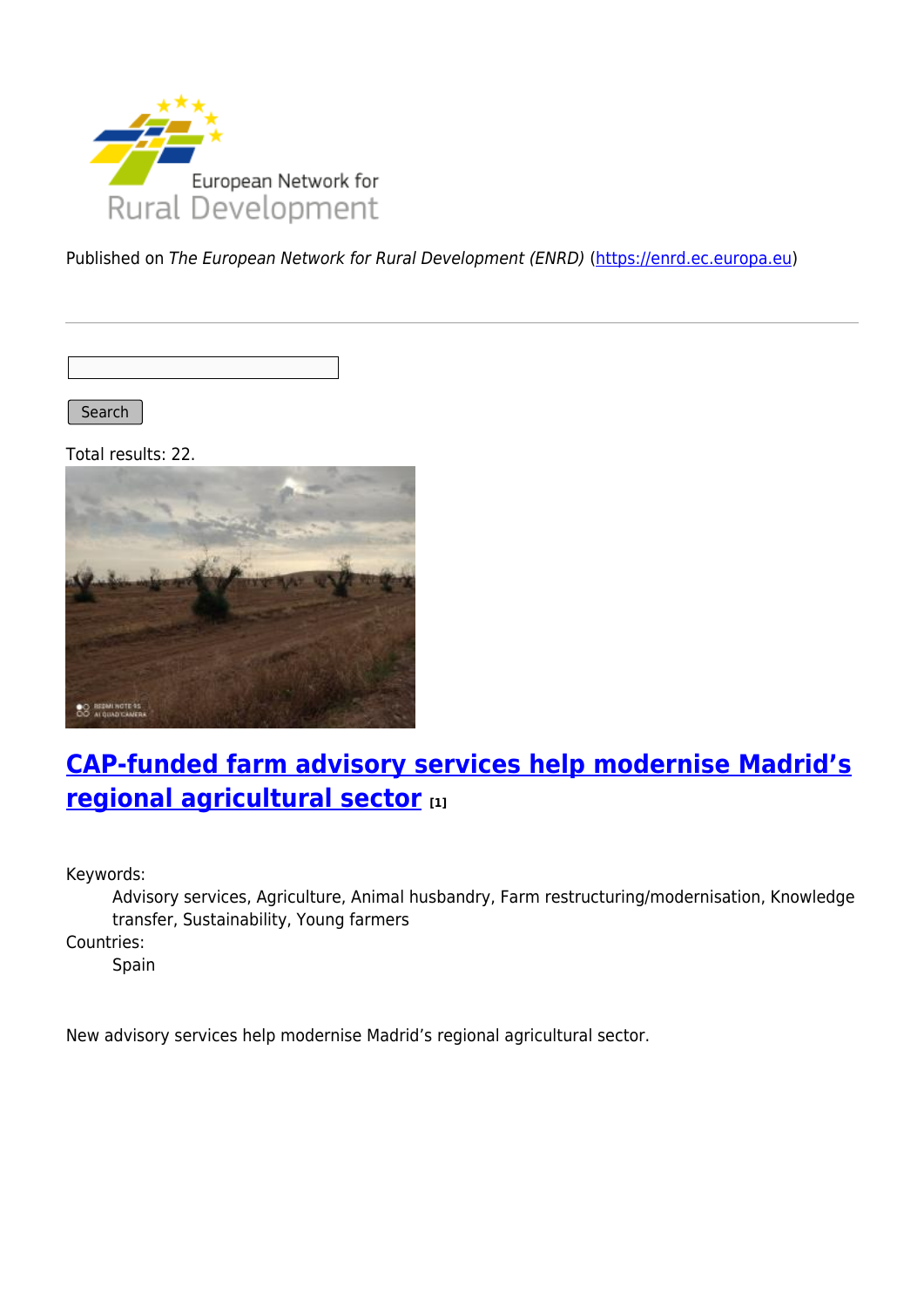Published on *The European Network for Rural Development (ENRD)* (https://enrd.ec.europa.eu)

Search

Total results: 22.

## CAP-funded farm advisory services help modernise Madrid's regional agricultural sector [1]

Keywords:
: Advisory services, Agriculture, Animal husbandry, Farm restructuring/modernisation, Knowledge transfer, Sustainability, Young farmers

Countries:
: Spain

New advisory services help modernise Madrid's regional agricultural sector.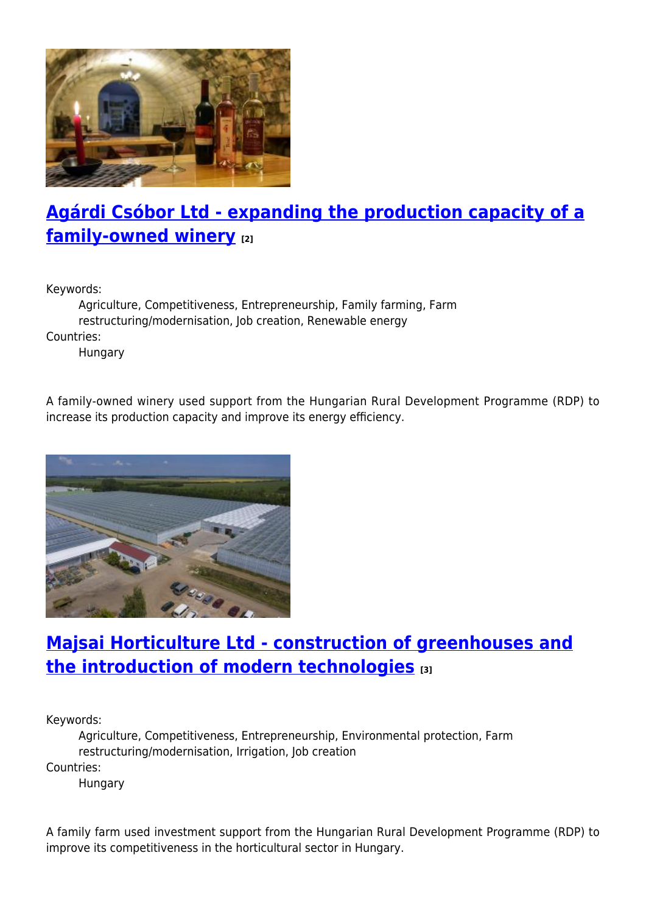## [Agárdi Csóbor Ltd - expanding the production capacity of a family-owned winery](#) [2]

Keywords:
: Agriculture, Competitiveness, Entrepreneurship, Family farming, Farm restructuring/modernisation, Job creation, Renewable energy

Countries:
: Hungary

A family-owned winery used support from the Hungarian Rural Development Programme (RDP) to increase its production capacity and improve its energy efficiency.

## [Majsai Horticulture Ltd - construction of greenhouses and the introduction of modern technologies](#) [3]

Keywords:
: Agriculture, Competitiveness, Entrepreneurship, Environmental protection, Farm restructuring/modernisation, Irrigation, Job creation

Countries:
: Hungary

A family farm used investment support from the Hungarian Rural Development Programme (RDP) to improve its competitiveness in the horticultural sector in Hungary.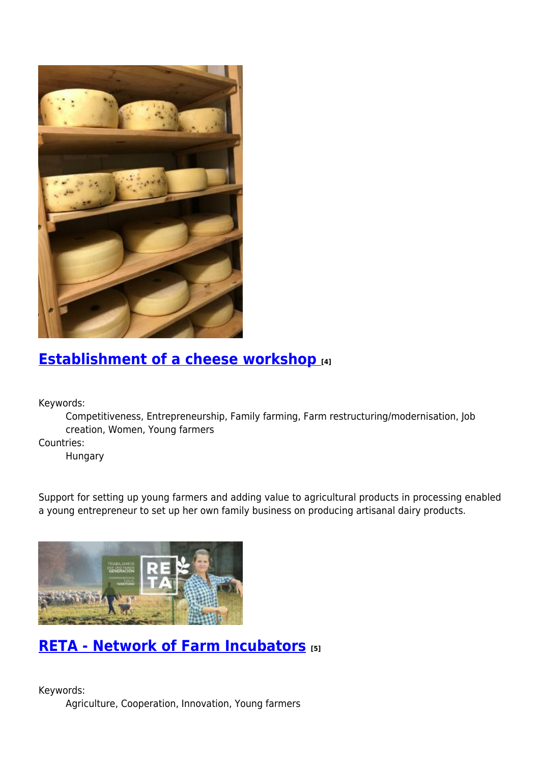## [Establishment of a cheese workshop [4]]

Keywords:

Competitiveness, Entrepreneurship, Family farming, Farm restructuring/modernisation, Job creation, Women, Young farmers

Countries:

Hungary

Support for setting up young farmers and adding value to agricultural products in processing enabled a young entrepreneur to set up her own family business on producing artisanal dairy products.

## [RETA - Network of Farm Incubators [5]]

Keywords:

Agriculture, Cooperation, Innovation, Young farmers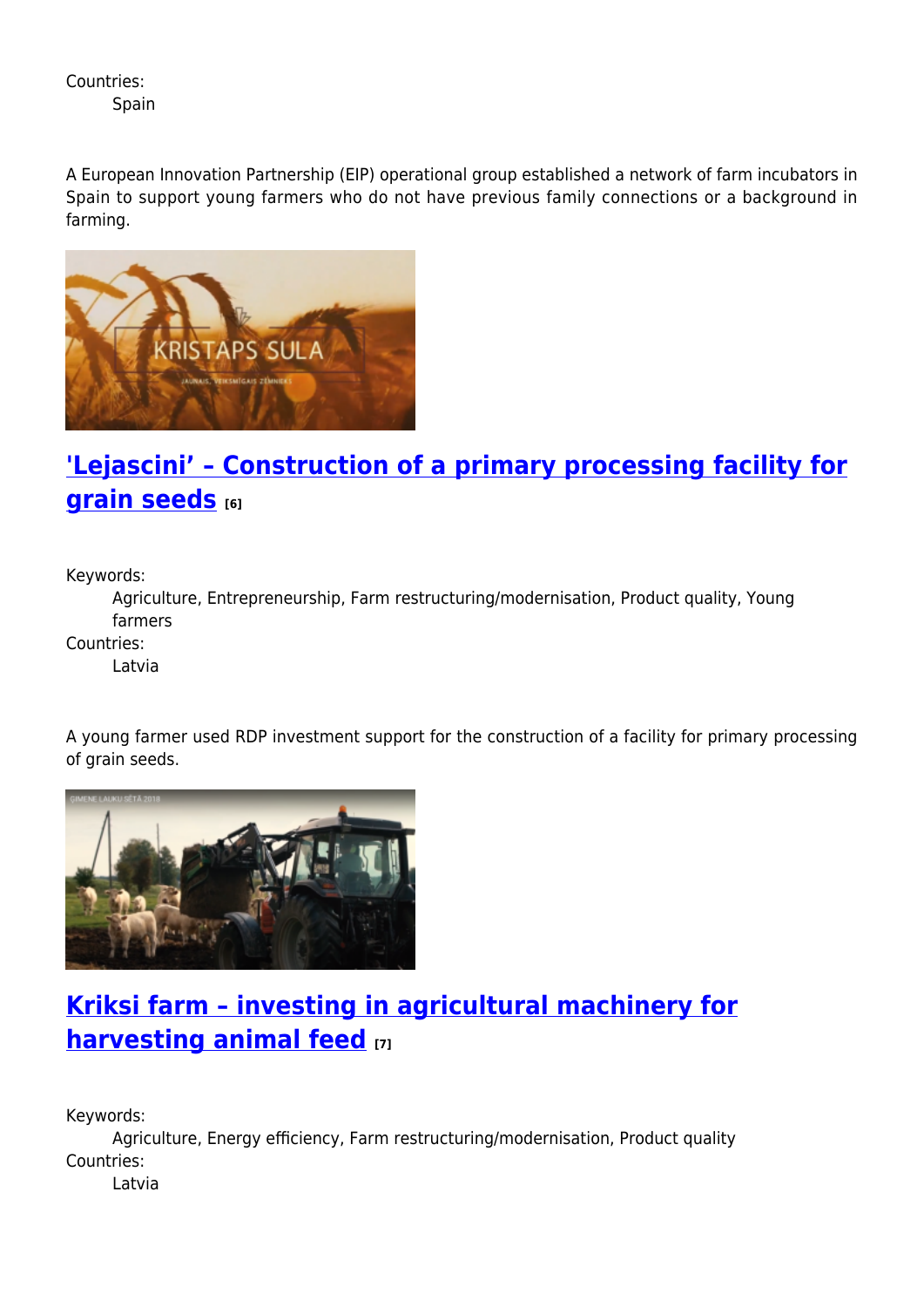Countries:
Spain

A European Innovation Partnership (EIP) operational group established a network of farm incubators in Spain to support young farmers who do not have previous family connections or a background in farming.

## ['Lejascini' – Construction of a primary processing facility for grain seeds [6]]

Keywords:
Agriculture, Entrepreneurship, Farm restructuring/modernisation, Product quality, Young farmers
Countries:
Latvia

A young farmer used RDP investment support for the construction of a facility for primary processing of grain seeds.

## [Kriksi farm – investing in agricultural machinery for harvesting animal feed [7]]

Keywords:
Agriculture, Energy efficiency, Farm restructuring/modernisation, Product quality
Countries:
Latvia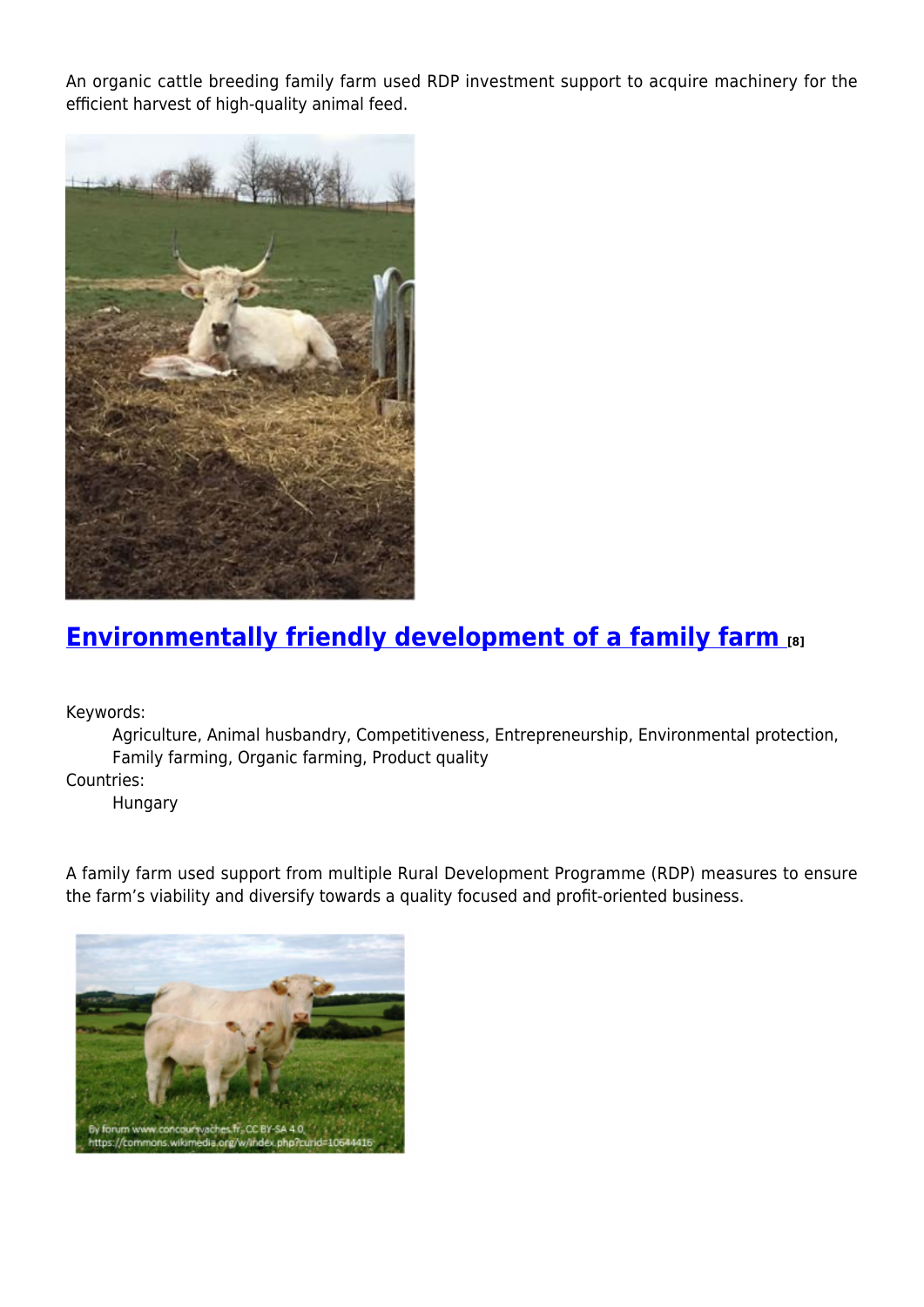An organic cattle breeding family farm used RDP investment support to acquire machinery for the efficient harvest of high-quality animal feed.

## Environmentally friendly development of a family farm [8]

Keywords:
Agriculture, Animal husbandry, Competitiveness, Entrepreneurship, Environmental protection, Family farming, Organic farming, Product quality

Countries:
Hungary

A family farm used support from multiple Rural Development Programme (RDP) measures to ensure the farm's viability and diversify towards a quality focused and profit-oriented business.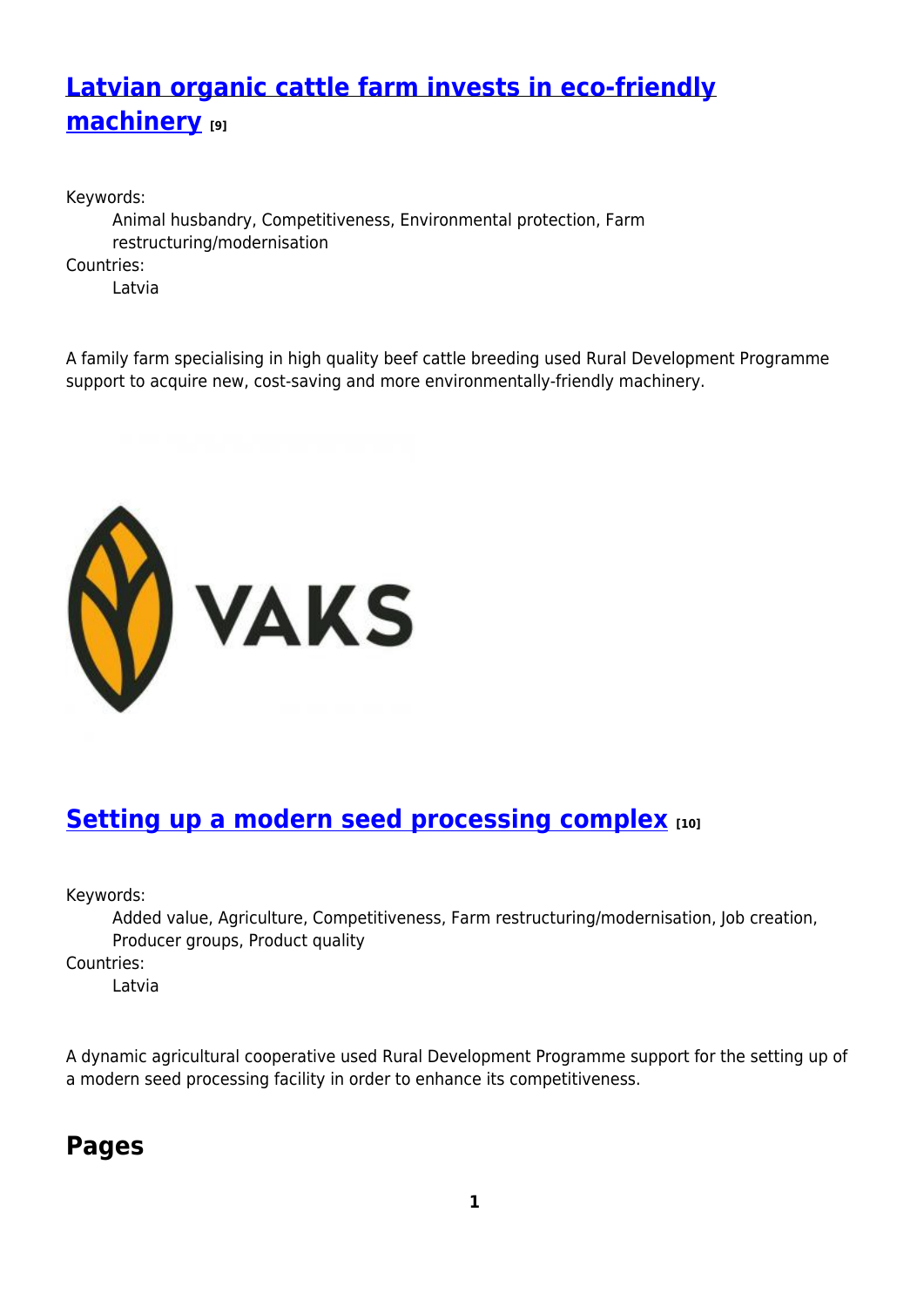## [Latvian organic cattle farm invests in eco-friendly machinery](#) [9]

Keywords:
: Animal husbandry, Competitiveness, Environmental protection, Farm restructuring/modernisation

Countries:
: Latvia

A family farm specialising in high quality beef cattle breeding used Rural Development Programme support to acquire new, cost-saving and more environmentally-friendly machinery.

## [Setting up a modern seed processing complex](#) [10]

Keywords:
: Added value, Agriculture, Competitiveness, Farm restructuring/modernisation, Job creation, Producer groups, Product quality

Countries:
: Latvia

A dynamic agricultural cooperative used Rural Development Programme support for the setting up of a modern seed processing facility in order to enhance its competitiveness.

## Pages

**1**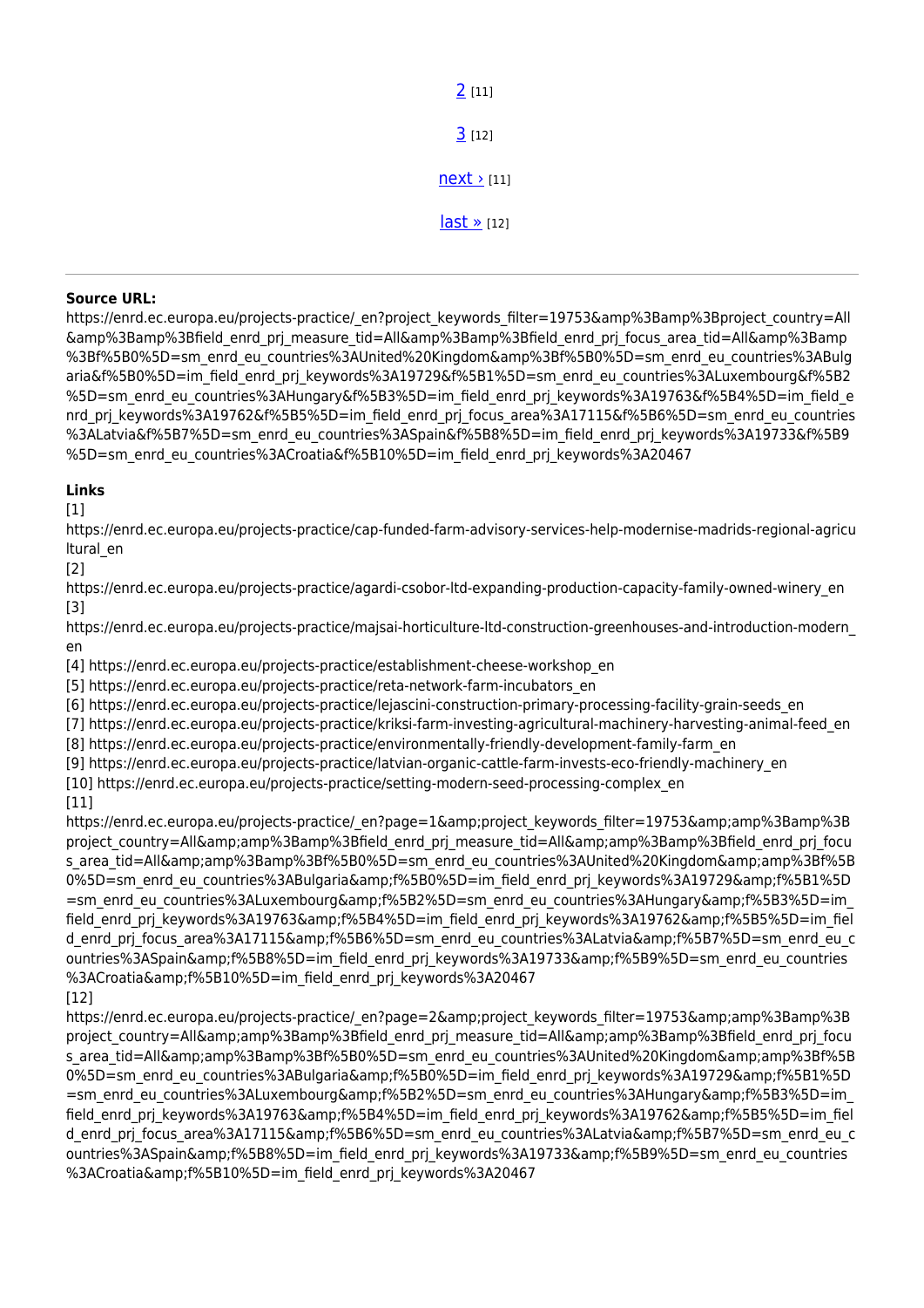2 [11]

3 [12]

next › [11]

last » [12]

---

**Source URL:**
https://enrd.ec.europa.eu/projects-practice/_en?project_keywords_filter=19753&amp%3Bamp%3Bproject_country=All&amp%3Bamp%3Bfield_enrd_prj_measure_tid=All&amp%3Bamp%3Bfield_enrd_prj_focus_area_tid=All&amp%3Bamp%3Bf%5B0%5D=sm_enrd_eu_countries%3AUnited%20Kingdom&amp%3Bf%5B0%5D=sm_enrd_eu_countries%3ABulgaria&f%5B0%5D=im_field_enrd_prj_keywords%3A19729&f%5B1%5D=sm_enrd_eu_countries%3ALuxembourg&f%5B2%5D=sm_enrd_eu_countries%3AHungary&f%5B3%5D=im_field_enrd_prj_keywords%3A19763&f%5B4%5D=im_field_enrd_prj_keywords%3A19762&f%5B5%5D=im_field_enrd_prj_focus_area%3A17115&f%5B6%5D=sm_enrd_eu_countries%3ALatvia&f%5B7%5D=sm_enrd_eu_countries%3ASpain&f%5B8%5D=im_field_enrd_prj_keywords%3A19733&f%5B9%5D=sm_enrd_eu_countries%3ACroatia&f%5B10%5D=im_field_enrd_prj_keywords%3A20467

**Links**

[1] https://enrd.ec.europa.eu/projects-practice/cap-funded-farm-advisory-services-help-modernise-madrids-regional-agricultural_en

[2] https://enrd.ec.europa.eu/projects-practice/agardi-csobor-ltd-expanding-production-capacity-family-owned-winery_en

[3] https://enrd.ec.europa.eu/projects-practice/majsai-horticulture-ltd-construction-greenhouses-and-introduction-modern_en

[4] https://enrd.ec.europa.eu/projects-practice/establishment-cheese-workshop_en

[5] https://enrd.ec.europa.eu/projects-practice/reta-network-farm-incubators_en

[6] https://enrd.ec.europa.eu/projects-practice/lejascini-construction-primary-processing-facility-grain-seeds_en

[7] https://enrd.ec.europa.eu/projects-practice/kriksi-farm-investing-agricultural-machinery-harvesting-animal-feed_en

[8] https://enrd.ec.europa.eu/projects-practice/environmentally-friendly-development-family-farm_en

[9] https://enrd.ec.europa.eu/projects-practice/latvian-organic-cattle-farm-invests-eco-friendly-machinery_en

[10] https://enrd.ec.europa.eu/projects-practice/setting-modern-seed-processing-complex_en

[11] https://enrd.ec.europa.eu/projects-practice/_en?page=1&amp;project_keywords_filter=19753&amp;amp%3Bamp%3Bproject_country=All&amp;amp%3Bamp%3Bfield_enrd_prj_measure_tid=All&amp;amp%3Bamp%3Bfield_enrd_prj_focus_area_tid=All&amp;amp%3Bamp%3Bf%5B0%5D=sm_enrd_eu_countries%3AUnited%20Kingdom&amp;amp%3Bf%5B0%5D=sm_enrd_eu_countries%3ABulgaria&amp;f%5B0%5D=im_field_enrd_prj_keywords%3A19729&amp;f%5B1%5D=sm_enrd_eu_countries%3ALuxembourg&amp;f%5B2%5D=sm_enrd_eu_countries%3AHungary&amp;f%5B3%5D=im_field_enrd_prj_keywords%3A19763&amp;f%5B4%5D=im_field_enrd_prj_keywords%3A19762&amp;f%5B5%5D=im_field_enrd_prj_focus_area%3A17115&amp;f%5B6%5D=sm_enrd_eu_countries%3ALatvia&amp;f%5B7%5D=sm_enrd_eu_countries%3ASpain&amp;f%5B8%5D=im_field_enrd_prj_keywords%3A19733&amp;f%5B9%5D=sm_enrd_eu_countries%3ACroatia&amp;f%5B10%5D=im_field_enrd_prj_keywords%3A20467

[12] https://enrd.ec.europa.eu/projects-practice/_en?page=2&amp;project_keywords_filter=19753&amp;amp%3Bamp%3Bproject_country=All&amp;amp%3Bamp%3Bfield_enrd_prj_measure_tid=All&amp;amp%3Bamp%3Bfield_enrd_prj_focus_area_tid=All&amp;amp%3Bamp%3Bf%5B0%5D=sm_enrd_eu_countries%3AUnited%20Kingdom&amp;amp%3Bf%5B0%5D=sm_enrd_eu_countries%3ABulgaria&amp;f%5B0%5D=im_field_enrd_prj_keywords%3A19729&amp;f%5B1%5D=sm_enrd_eu_countries%3ALuxembourg&amp;f%5B2%5D=sm_enrd_eu_countries%3AHungary&amp;f%5B3%5D=im_field_enrd_prj_keywords%3A19763&amp;f%5B4%5D=im_field_enrd_prj_keywords%3A19762&amp;f%5B5%5D=im_field_enrd_prj_focus_area%3A17115&amp;f%5B6%5D=sm_enrd_eu_countries%3ALatvia&amp;f%5B7%5D=sm_enrd_eu_countries%3ASpain&amp;f%5B8%5D=im_field_enrd_prj_keywords%3A19733&amp;f%5B9%5D=sm_enrd_eu_countries%3ACroatia&amp;f%5B10%5D=im_field_enrd_prj_keywords%3A20467